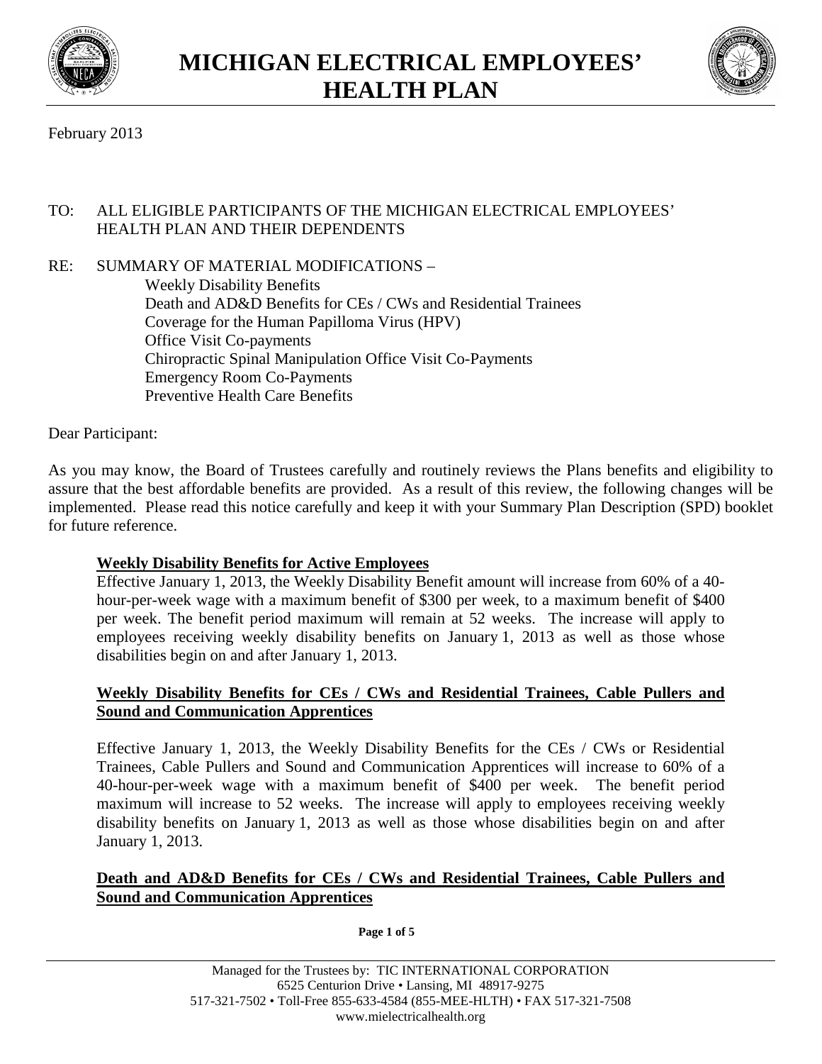# MICHIGAN ELECTRICAL EMPLOYEES' HEALTH PLAN

February 2013

TO: ALL ELIGIBLE PARTICIPANTS OF THE MICHIGAN ELECTRICAL EMPLOYEES' HEALTH PLAN AND THEIR DEPENDENTS

RE: SUMMARY OF MATERIAL MODIFICATIONS –
Weekly Disability Benefits
Death and AD&D Benefits for CEs / CWs and Residential Trainees
Coverage for the Human Papilloma Virus (HPV)
Office Visit Co-payments
Chiropractic Spinal Manipulation Office Visit Co-Payments
Emergency Room Co-Payments
Preventive Health Care Benefits

Dear Participant:

As you may know, the Board of Trustees carefully and routinely reviews the Plans benefits and eligibility to assure that the best affordable benefits are provided. As a result of this review, the following changes will be implemented. Please read this notice carefully and keep it with your Summary Plan Description (SPD) booklet for future reference.

**Weekly Disability Benefits for Active Employees**

Effective January 1, 2013, the Weekly Disability Benefit amount will increase from 60% of a 40-hour-per-week wage with a maximum benefit of $300 per week, to a maximum benefit of $400 per week. The benefit period maximum will remain at 52 weeks. The increase will apply to employees receiving weekly disability benefits on January 1, 2013 as well as those whose disabilities begin on and after January 1, 2013.

**Weekly Disability Benefits for CEs / CWs and Residential Trainees, Cable Pullers and Sound and Communication Apprentices**

Effective January 1, 2013, the Weekly Disability Benefits for the CEs / CWs or Residential Trainees, Cable Pullers and Sound and Communication Apprentices will increase to 60% of a 40-hour-per-week wage with a maximum benefit of $400 per week. The benefit period maximum will increase to 52 weeks. The increase will apply to employees receiving weekly disability benefits on January 1, 2013 as well as those whose disabilities begin on and after January 1, 2013.

**Death and AD&D Benefits for CEs / CWs and Residential Trainees, Cable Pullers and Sound and Communication Apprentices**

Managed for the Trustees by: TIC INTERNATIONAL CORPORATION
6525 Centurion Drive • Lansing, MI 48917-9275
517-321-7502 • Toll-Free 855-633-4584 (855-MEE-HLTH) • FAX 517-321-7508
www.mielectricalhealth.org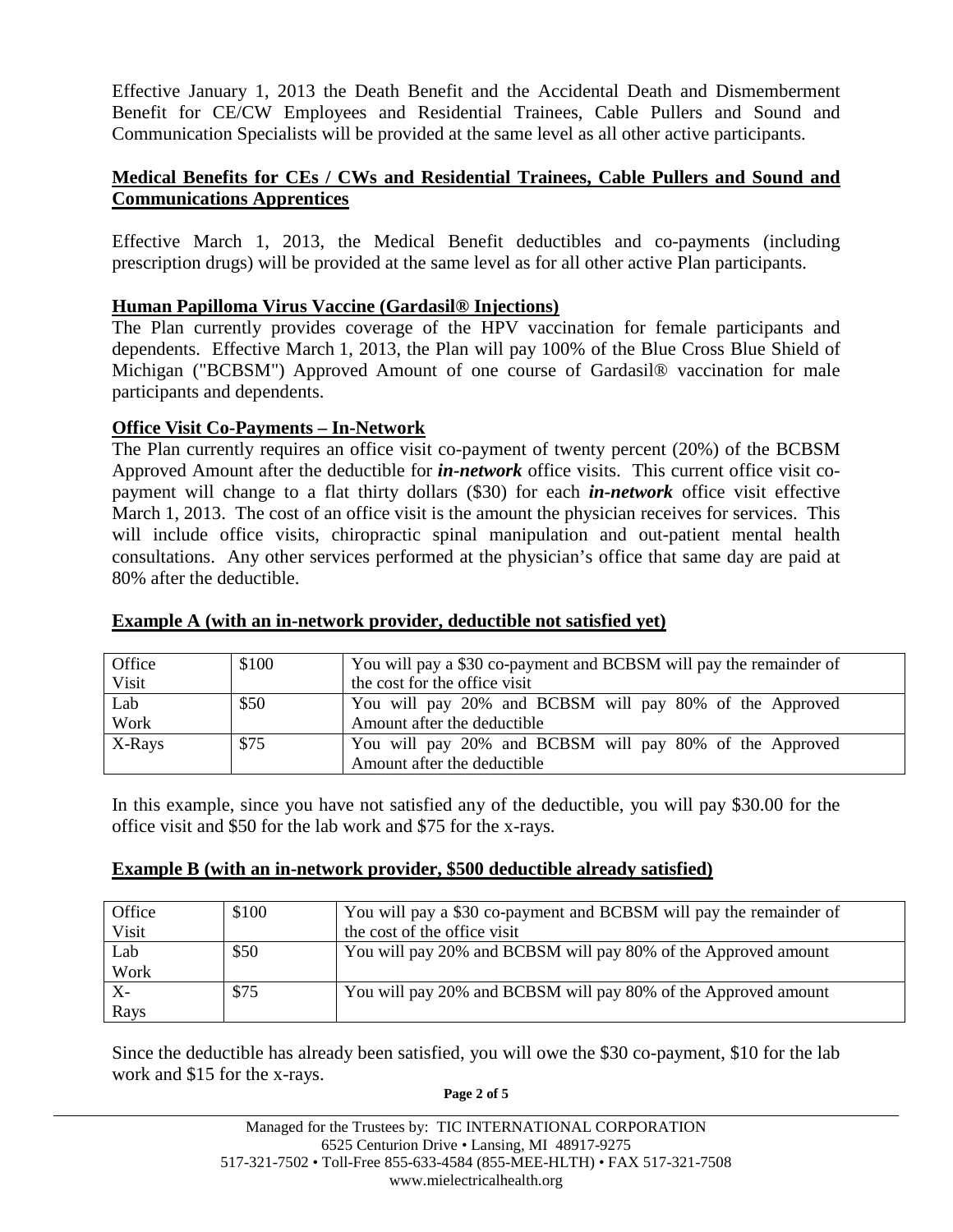Effective January 1, 2013 the Death Benefit and the Accidental Death and Dismemberment Benefit for CE/CW Employees and Residential Trainees, Cable Pullers and Sound and Communication Specialists will be provided at the same level as all other active participants.

## Medical Benefits for CEs / CWs and Residential Trainees, Cable Pullers and Sound and Communications Apprentices

Effective March 1, 2013, the Medical Benefit deductibles and co-payments (including prescription drugs) will be provided at the same level as for all other active Plan participants.

## Human Papilloma Virus Vaccine (Gardasil® Injections)

The Plan currently provides coverage of the HPV vaccination for female participants and dependents. Effective March 1, 2013, the Plan will pay 100% of the Blue Cross Blue Shield of Michigan ("BCBSM") Approved Amount of one course of Gardasil® vaccination for male participants and dependents.

## Office Visit Co-Payments – In-Network

The Plan currently requires an office visit co-payment of twenty percent (20%) of the BCBSM Approved Amount after the deductible for ***in-network*** office visits. This current office visit co-payment will change to a flat thirty dollars ($30) for each ***in-network*** office visit effective March 1, 2013. The cost of an office visit is the amount the physician receives for services. This will include office visits, chiropractic spinal manipulation and out-patient mental health consultations. Any other services performed at the physician's office that same day are paid at 80% after the deductible.

### Example A (with an in-network provider, deductible not satisfied yet)

| | | |
|---|---|---|
| Office Visit | $100 | You will pay a $30 co-payment and BCBSM will pay the remainder of the cost for the office visit |
| Lab Work | $50 | You will pay 20% and BCBSM will pay 80% of the Approved Amount after the deductible |
| X-Rays | $75 | You will pay 20% and BCBSM will pay 80% of the Approved Amount after the deductible |

In this example, since you have not satisfied any of the deductible, you will pay $30.00 for the office visit and $50 for the lab work and $75 for the x-rays.

### Example B (with an in-network provider, $500 deductible already satisfied)

| | | |
|---|---|---|
| Office Visit | $100 | You will pay a $30 co-payment and BCBSM will pay the remainder of the cost of the office visit |
| Lab Work | $50 | You will pay 20% and BCBSM will pay 80% of the Approved amount |
| X-Rays | $75 | You will pay 20% and BCBSM will pay 80% of the Approved amount |

Since the deductible has already been satisfied, you will owe the $30 co-payment, $10 for the lab work and $15 for the x-rays.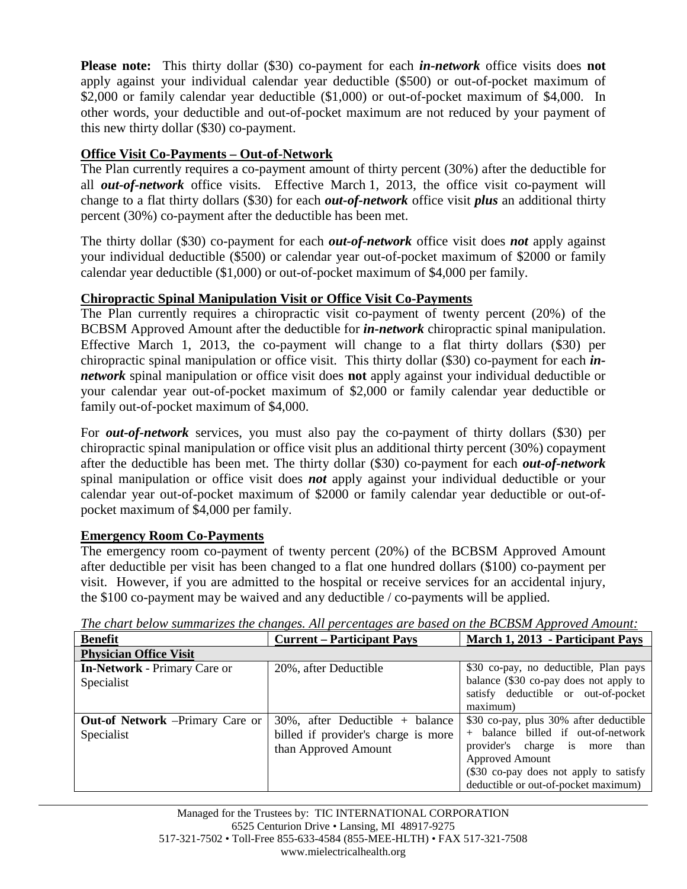**Please note:** This thirty dollar ($30) co-payment for each ***in-network*** office visits does **not** apply against your individual calendar year deductible ($500) or out-of-pocket maximum of $2,000 or family calendar year deductible ($1,000) or out-of-pocket maximum of $4,000. In other words, your deductible and out-of-pocket maximum are not reduced by your payment of this new thirty dollar ($30) co-payment.

## Office Visit Co-Payments – Out-of-Network

The Plan currently requires a co-payment amount of thirty percent (30%) after the deductible for all ***out-of-network*** office visits. Effective March 1, 2013, the office visit co-payment will change to a flat thirty dollars ($30) for each ***out-of-network*** office visit ***plus*** an additional thirty percent (30%) co-payment after the deductible has been met.

The thirty dollar ($30) co-payment for each ***out-of-network*** office visit does ***not*** apply against your individual deductible ($500) or calendar year out-of-pocket maximum of $2000 or family calendar year deductible ($1,000) or out-of-pocket maximum of $4,000 per family.

## Chiropractic Spinal Manipulation Visit or Office Visit Co-Payments

The Plan currently requires a chiropractic visit co-payment of twenty percent (20%) of the BCBSM Approved Amount after the deductible for ***in-network*** chiropractic spinal manipulation. Effective March 1, 2013, the co-payment will change to a flat thirty dollars ($30) per chiropractic spinal manipulation or office visit. This thirty dollar ($30) co-payment for each ***in-network*** spinal manipulation or office visit does **not** apply against your individual deductible or your calendar year out-of-pocket maximum of $2,000 or family calendar year deductible or family out-of-pocket maximum of $4,000.

For ***out-of-network*** services, you must also pay the co-payment of thirty dollars ($30) per chiropractic spinal manipulation or office visit plus an additional thirty percent (30%) copayment after the deductible has been met. The thirty dollar ($30) co-payment for each ***out-of-network*** spinal manipulation or office visit does ***not*** apply against your individual deductible or your calendar year out-of-pocket maximum of $2000 or family calendar year deductible or out-of-pocket maximum of $4,000 per family.

## Emergency Room Co-Payments

The emergency room co-payment of twenty percent (20%) of the BCBSM Approved Amount after deductible per visit has been changed to a flat one hundred dollars ($100) co-payment per visit. However, if you are admitted to the hospital or receive services for an accidental injury, the $100 co-payment may be waived and any deductible / co-payments will be applied.

*The chart below summarizes the changes. All percentages are based on the BCBSM Approved Amount:*

| Benefit | Current – Participant Pays | March 1, 2013 - Participant Pays |
|---|---|---|
| **Physician Office Visit** | | |
| **In-Network** - Primary Care or Specialist | 20%, after Deductible | $30 co-pay, no deductible, Plan pays balance ($30 co-pay does not apply to satisfy deductible or out-of-pocket maximum) |
| **Out-of Network** –Primary Care or Specialist | 30%, after Deductible + balance billed if provider's charge is more than Approved Amount | $30 co-pay, plus 30% after deductible + balance billed if out-of-network provider's charge is more than Approved Amount ($30 co-pay does not apply to satisfy deductible or out-of-pocket maximum) |

Managed for the Trustees by: TIC INTERNATIONAL CORPORATION
6525 Centurion Drive • Lansing, MI 48917-9275
517-321-7502 • Toll-Free 855-633-4584 (855-MEE-HLTH) • FAX 517-321-7508
www.mielectricalhealth.org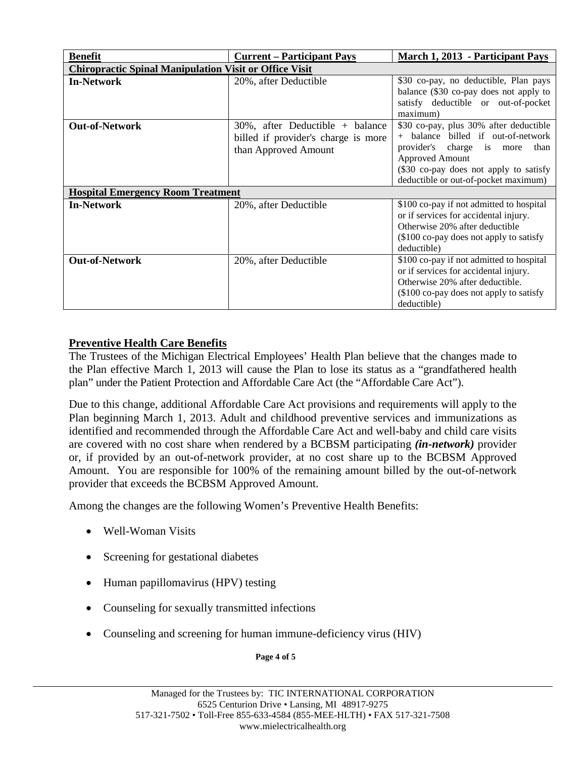| Benefit | Current – Participant Pays | March 1, 2013 - Participant Pays |
|---|---|---|
| **Chiropractic Spinal Manipulation Visit or Office Visit** | | |
| **In-Network** | 20%, after Deductible | $30 co-pay, no deductible, Plan pays balance ($30 co-pay does not apply to satisfy deductible or out-of-pocket maximum) |
| **Out-of-Network** | 30%, after Deductible + balance billed if provider's charge is more than Approved Amount | $30 co-pay, plus 30% after deductible + balance billed if out-of-network provider's charge is more than Approved Amount ($30 co-pay does not apply to satisfy deductible or out-of-pocket maximum) |
| **Hospital Emergency Room Treatment** | | |
| **In-Network** | 20%, after Deductible | $100 co-pay if not admitted to hospital or if services for accidental injury. Otherwise 20% after deductible ($100 co-pay does not apply to satisfy deductible) |
| **Out-of-Network** | 20%, after Deductible | $100 co-pay if not admitted to hospital or if services for accidental injury. Otherwise 20% after deductible. ($100 co-pay does not apply to satisfy deductible) |

## Preventive Health Care Benefits

The Trustees of the Michigan Electrical Employees' Health Plan believe that the changes made to the Plan effective March 1, 2013 will cause the Plan to lose its status as a "grandfathered health plan" under the Patient Protection and Affordable Care Act (the "Affordable Care Act").

Due to this change, additional Affordable Care Act provisions and requirements will apply to the Plan beginning March 1, 2013. Adult and childhood preventive services and immunizations as identified and recommended through the Affordable Care Act and well-baby and child care visits are covered with no cost share when rendered by a BCBSM participating ***(in-network)*** provider or, if provided by an out-of-network provider, at no cost share up to the BCBSM Approved Amount. You are responsible for 100% of the remaining amount billed by the out-of-network provider that exceeds the BCBSM Approved Amount.

Among the changes are the following Women's Preventive Health Benefits:

- Well-Woman Visits
- Screening for gestational diabetes
- Human papillomavirus (HPV) testing
- Counseling for sexually transmitted infections
- Counseling and screening for human immune-deficiency virus (HIV)

Managed for the Trustees by: TIC INTERNATIONAL CORPORATION
6525 Centurion Drive • Lansing, MI 48917-9275
517-321-7502 • Toll-Free 855-633-4584 (855-MEE-HLTH) • FAX 517-321-7508
www.mielectricalhealth.org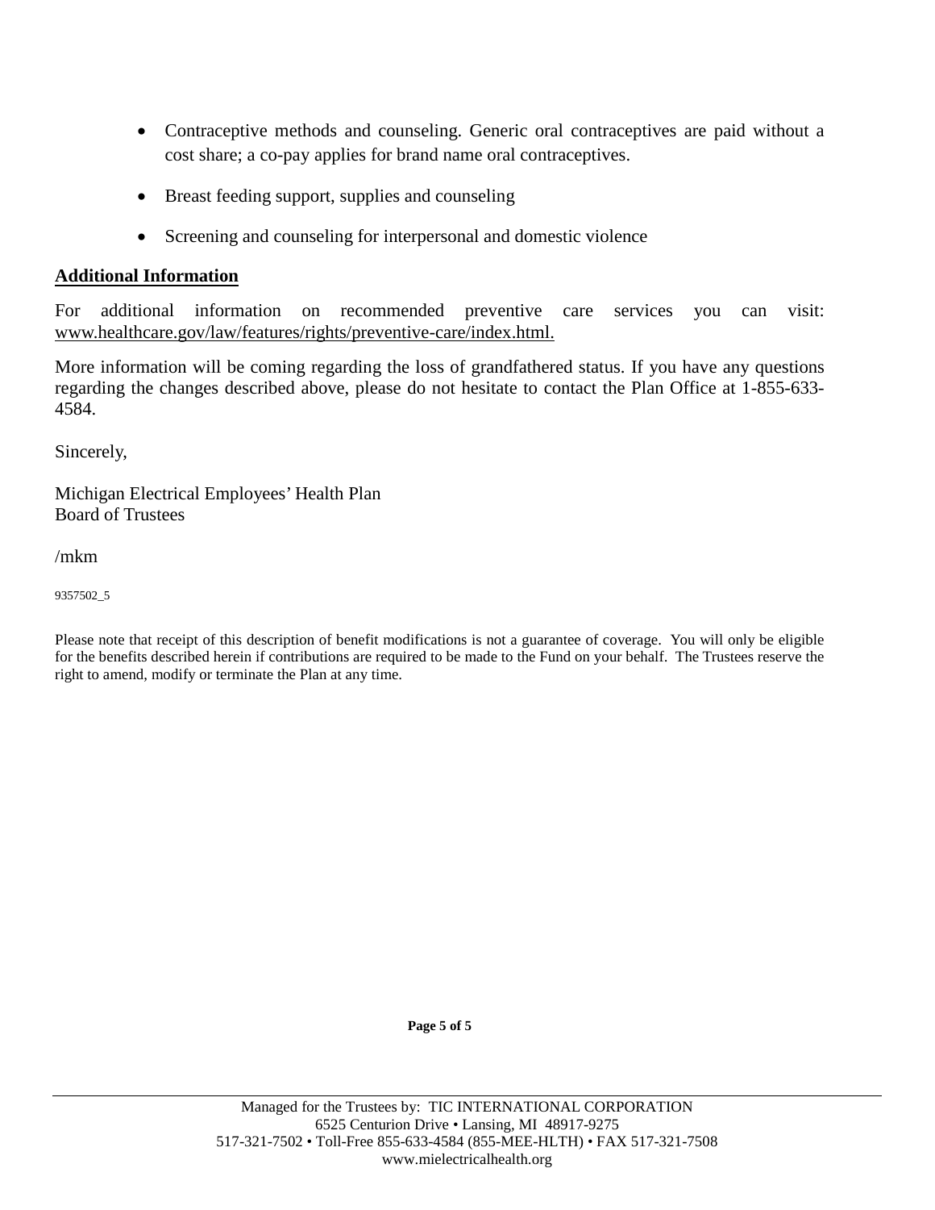- Contraceptive methods and counseling. Generic oral contraceptives are paid without a cost share; a co-pay applies for brand name oral contraceptives.
- Breast feeding support, supplies and counseling
- Screening and counseling for interpersonal and domestic violence

**Additional Information**

For additional information on recommended preventive care services you can visit: www.healthcare.gov/law/features/rights/preventive-care/index.html.

More information will be coming regarding the loss of grandfathered status. If you have any questions regarding the changes described above, please do not hesitate to contact the Plan Office at 1-855-633-4584.

Sincerely,

Michigan Electrical Employees' Health Plan
Board of Trustees

/mkm

9357502_5

Please note that receipt of this description of benefit modifications is not a guarantee of coverage. You will only be eligible for the benefits described herein if contributions are required to be made to the Fund on your behalf. The Trustees reserve the right to amend, modify or terminate the Plan at any time.

Managed for the Trustees by: TIC INTERNATIONAL CORPORATION
6525 Centurion Drive • Lansing, MI 48917-9275
517-321-7502 • Toll-Free 855-633-4584 (855-MEE-HLTH) • FAX 517-321-7508
www.mielectricalhealth.org